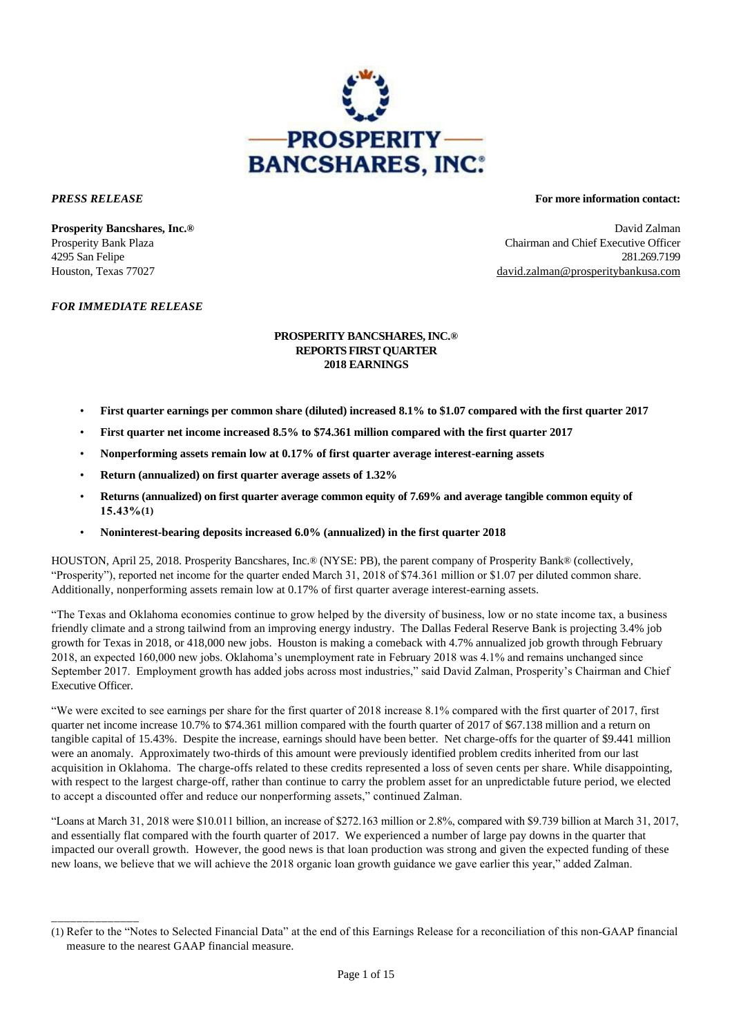*PRESS RELEASE*

**For more information contact:**

**Prosperity Bancshares, Inc.®**
Prosperity Bank Plaza
4295 San Felipe
Houston, Texas 77027

David Zalman
Chairman and Chief Executive Officer
281.269.7199
david.zalman@prosperitybankusa.com

*FOR IMMEDIATE RELEASE*

**PROSPERITY BANCSHARES, INC.®**
**REPORTS FIRST QUARTER**
**2018 EARNINGS**

- **First quarter earnings per common share (diluted) increased 8.1% to $1.07 compared with the first quarter 2017**
- **First quarter net income increased 8.5% to $74.361 million compared with the first quarter 2017**
- **Nonperforming assets remain low at 0.17% of first quarter average interest-earning assets**
- **Return (annualized) on first quarter average assets of 1.32%**
- **Returns (annualized) on first quarter average common equity of 7.69% and average tangible common equity of 15.43%(1)**
- **Noninterest-bearing deposits increased 6.0% (annualized) in the first quarter 2018**

HOUSTON, April 25, 2018. Prosperity Bancshares, Inc.® (NYSE: PB), the parent company of Prosperity Bank® (collectively, "Prosperity"), reported net income for the quarter ended March 31, 2018 of $74.361 million or $1.07 per diluted common share. Additionally, nonperforming assets remain low at 0.17% of first quarter average interest-earning assets.

"The Texas and Oklahoma economies continue to grow helped by the diversity of business, low or no state income tax, a business friendly climate and a strong tailwind from an improving energy industry. The Dallas Federal Reserve Bank is projecting 3.4% job growth for Texas in 2018, or 418,000 new jobs. Houston is making a comeback with 4.7% annualized job growth through February 2018, an expected 160,000 new jobs. Oklahoma's unemployment rate in February 2018 was 4.1% and remains unchanged since September 2017. Employment growth has added jobs across most industries," said David Zalman, Prosperity's Chairman and Chief Executive Officer.

"We were excited to see earnings per share for the first quarter of 2018 increase 8.1% compared with the first quarter of 2017, first quarter net income increase 10.7% to $74.361 million compared with the fourth quarter of 2017 of $67.138 million and a return on tangible capital of 15.43%. Despite the increase, earnings should have been better. Net charge-offs for the quarter of $9.441 million were an anomaly. Approximately two-thirds of this amount were previously identified problem credits inherited from our last acquisition in Oklahoma. The charge-offs related to these credits represented a loss of seven cents per share. While disappointing, with respect to the largest charge-off, rather than continue to carry the problem asset for an unpredictable future period, we elected to accept a discounted offer and reduce our nonperforming assets," continued Zalman.

"Loans at March 31, 2018 were $10.011 billion, an increase of $272.163 million or 2.8%, compared with $9.739 billion at March 31, 2017, and essentially flat compared with the fourth quarter of 2017. We experienced a number of large pay downs in the quarter that impacted our overall growth. However, the good news is that loan production was strong and given the expected funding of these new loans, we believe that we will achieve the 2018 organic loan growth guidance we gave earlier this year," added Zalman.

---

(1) Refer to the "Notes to Selected Financial Data" at the end of this Earnings Release for a reconciliation of this non-GAAP financial measure to the nearest GAAP financial measure.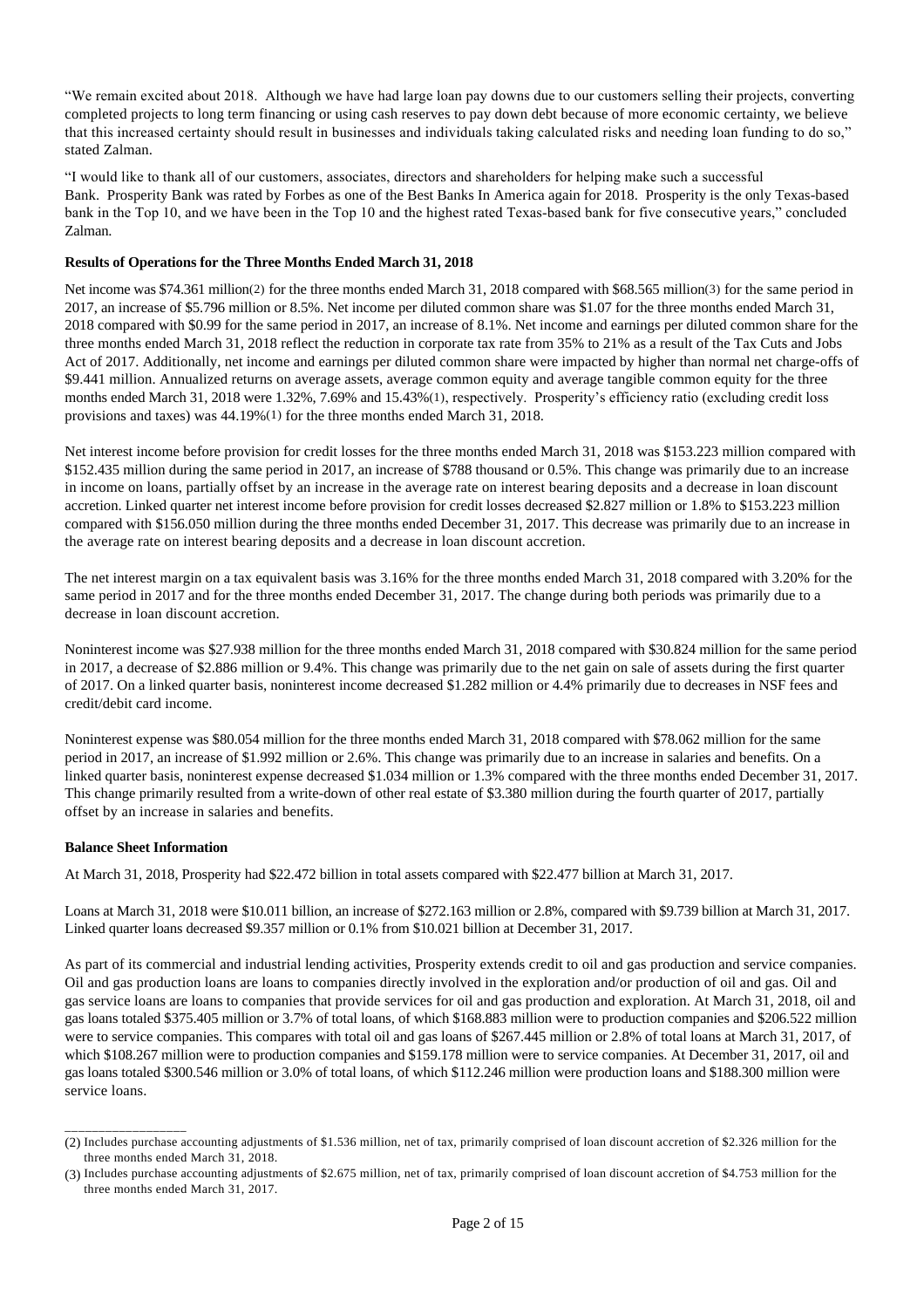"We remain excited about 2018. Although we have had large loan pay downs due to our customers selling their projects, converting completed projects to long term financing or using cash reserves to pay down debt because of more economic certainty, we believe that this increased certainty should result in businesses and individuals taking calculated risks and needing loan funding to do so," stated Zalman.

"I would like to thank all of our customers, associates, directors and shareholders for helping make such a successful Bank. Prosperity Bank was rated by Forbes as one of the Best Banks In America again for 2018. Prosperity is the only Texas-based bank in the Top 10, and we have been in the Top 10 and the highest rated Texas-based bank for five consecutive years," concluded Zalman.

**Results of Operations for the Three Months Ended March 31, 2018**

Net income was $74.361 million(2) for the three months ended March 31, 2018 compared with $68.565 million(3) for the same period in 2017, an increase of $5.796 million or 8.5%. Net income per diluted common share was $1.07 for the three months ended March 31, 2018 compared with $0.99 for the same period in 2017, an increase of 8.1%. Net income and earnings per diluted common share for the three months ended March 31, 2018 reflect the reduction in corporate tax rate from 35% to 21% as a result of the Tax Cuts and Jobs Act of 2017. Additionally, net income and earnings per diluted common share were impacted by higher than normal net charge-offs of $9.441 million. Annualized returns on average assets, average common equity and average tangible common equity for the three months ended March 31, 2018 were 1.32%, 7.69% and 15.43%(1), respectively. Prosperity's efficiency ratio (excluding credit loss provisions and taxes) was 44.19%(1) for the three months ended March 31, 2018.

Net interest income before provision for credit losses for the three months ended March 31, 2018 was $153.223 million compared with $152.435 million during the same period in 2017, an increase of $788 thousand or 0.5%. This change was primarily due to an increase in income on loans, partially offset by an increase in the average rate on interest bearing deposits and a decrease in loan discount accretion. Linked quarter net interest income before provision for credit losses decreased $2.827 million or 1.8% to $153.223 million compared with $156.050 million during the three months ended December 31, 2017. This decrease was primarily due to an increase in the average rate on interest bearing deposits and a decrease in loan discount accretion.

The net interest margin on a tax equivalent basis was 3.16% for the three months ended March 31, 2018 compared with 3.20% for the same period in 2017 and for the three months ended December 31, 2017. The change during both periods was primarily due to a decrease in loan discount accretion.

Noninterest income was $27.938 million for the three months ended March 31, 2018 compared with $30.824 million for the same period in 2017, a decrease of $2.886 million or 9.4%. This change was primarily due to the net gain on sale of assets during the first quarter of 2017. On a linked quarter basis, noninterest income decreased $1.282 million or 4.4% primarily due to decreases in NSF fees and credit/debit card income.

Noninterest expense was $80.054 million for the three months ended March 31, 2018 compared with $78.062 million for the same period in 2017, an increase of $1.992 million or 2.6%. This change was primarily due to an increase in salaries and benefits. On a linked quarter basis, noninterest expense decreased $1.034 million or 1.3% compared with the three months ended December 31, 2017. This change primarily resulted from a write-down of other real estate of $3.380 million during the fourth quarter of 2017, partially offset by an increase in salaries and benefits.

**Balance Sheet Information**

At March 31, 2018, Prosperity had $22.472 billion in total assets compared with $22.477 billion at March 31, 2017.

Loans at March 31, 2018 were $10.011 billion, an increase of $272.163 million or 2.8%, compared with $9.739 billion at March 31, 2017. Linked quarter loans decreased $9.357 million or 0.1% from $10.021 billion at December 31, 2017.

As part of its commercial and industrial lending activities, Prosperity extends credit to oil and gas production and service companies. Oil and gas production loans are loans to companies directly involved in the exploration and/or production of oil and gas. Oil and gas service loans are loans to companies that provide services for oil and gas production and exploration. At March 31, 2018, oil and gas loans totaled $375.405 million or 3.7% of total loans, of which $168.883 million were to production companies and $206.522 million were to service companies. This compares with total oil and gas loans of $267.445 million or 2.8% of total loans at March 31, 2017, of which $108.267 million were to production companies and $159.178 million were to service companies. At December 31, 2017, oil and gas loans totaled $300.546 million or 3.0% of total loans, of which $112.246 million were production loans and $188.300 million were service loans.

---

(2) Includes purchase accounting adjustments of $1.536 million, net of tax, primarily comprised of loan discount accretion of $2.326 million for the three months ended March 31, 2018.

(3) Includes purchase accounting adjustments of $2.675 million, net of tax, primarily comprised of loan discount accretion of $4.753 million for the three months ended March 31, 2017.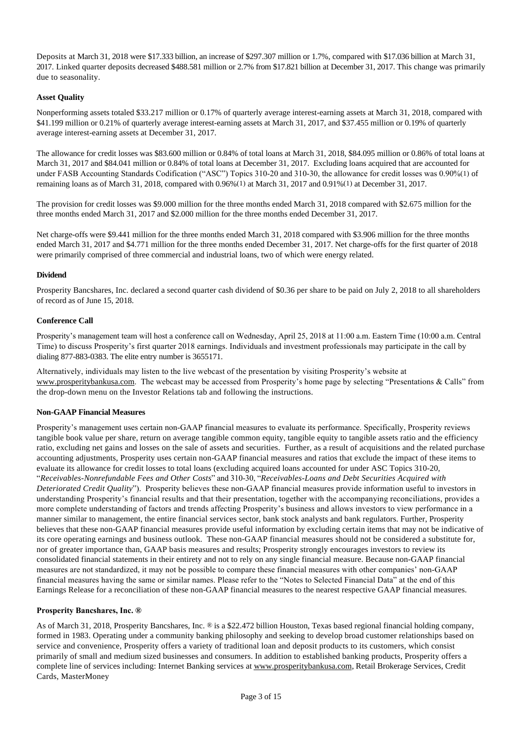Deposits at March 31, 2018 were $17.333 billion, an increase of $297.307 million or 1.7%, compared with $17.036 billion at March 31, 2017. Linked quarter deposits decreased $488.581 million or 2.7% from $17.821 billion at December 31, 2017. This change was primarily due to seasonality.

**Asset Quality**

Nonperforming assets totaled $33.217 million or 0.17% of quarterly average interest-earning assets at March 31, 2018, compared with $41.199 million or 0.21% of quarterly average interest-earning assets at March 31, 2017, and $37.455 million or 0.19% of quarterly average interest-earning assets at December 31, 2017.

The allowance for credit losses was $83.600 million or 0.84% of total loans at March 31, 2018, $84.095 million or 0.86% of total loans at March 31, 2017 and $84.041 million or 0.84% of total loans at December 31, 2017. Excluding loans acquired that are accounted for under FASB Accounting Standards Codification ("ASC") Topics 310-20 and 310-30, the allowance for credit losses was 0.90%(1) of remaining loans as of March 31, 2018, compared with 0.96%(1) at March 31, 2017 and 0.91%(1) at December 31, 2017.

The provision for credit losses was $9.000 million for the three months ended March 31, 2018 compared with $2.675 million for the three months ended March 31, 2017 and $2.000 million for the three months ended December 31, 2017.

Net charge-offs were $9.441 million for the three months ended March 31, 2018 compared with $3.906 million for the three months ended March 31, 2017 and $4.771 million for the three months ended December 31, 2017. Net charge-offs for the first quarter of 2018 were primarily comprised of three commercial and industrial loans, two of which were energy related.

**Dividend**

Prosperity Bancshares, Inc. declared a second quarter cash dividend of $0.36 per share to be paid on July 2, 2018 to all shareholders of record as of June 15, 2018.

**Conference Call**

Prosperity's management team will host a conference call on Wednesday, April 25, 2018 at 11:00 a.m. Eastern Time (10:00 a.m. Central Time) to discuss Prosperity's first quarter 2018 earnings. Individuals and investment professionals may participate in the call by dialing 877-883-0383. The elite entry number is 3655171.

Alternatively, individuals may listen to the live webcast of the presentation by visiting Prosperity's website at www.prosperitybankusa.com. The webcast may be accessed from Prosperity's home page by selecting "Presentations & Calls" from the drop-down menu on the Investor Relations tab and following the instructions.

**Non-GAAP Financial Measures**

Prosperity's management uses certain non-GAAP financial measures to evaluate its performance. Specifically, Prosperity reviews tangible book value per share, return on average tangible common equity, tangible equity to tangible assets ratio and the efficiency ratio, excluding net gains and losses on the sale of assets and securities. Further, as a result of acquisitions and the related purchase accounting adjustments, Prosperity uses certain non-GAAP financial measures and ratios that exclude the impact of these items to evaluate its allowance for credit losses to total loans (excluding acquired loans accounted for under ASC Topics 310-20, "*Receivables-Nonrefundable Fees and Other Costs*" and 310-30, "*Receivables-Loans and Debt Securities Acquired with Deteriorated Credit Quality*"). Prosperity believes these non-GAAP financial measures provide information useful to investors in understanding Prosperity's financial results and that their presentation, together with the accompanying reconciliations, provides a more complete understanding of factors and trends affecting Prosperity's business and allows investors to view performance in a manner similar to management, the entire financial services sector, bank stock analysts and bank regulators. Further, Prosperity believes that these non-GAAP financial measures provide useful information by excluding certain items that may not be indicative of its core operating earnings and business outlook. These non-GAAP financial measures should not be considered a substitute for, nor of greater importance than, GAAP basis measures and results; Prosperity strongly encourages investors to review its consolidated financial statements in their entirety and not to rely on any single financial measure. Because non-GAAP financial measures are not standardized, it may not be possible to compare these financial measures with other companies' non-GAAP financial measures having the same or similar names. Please refer to the "Notes to Selected Financial Data" at the end of this Earnings Release for a reconciliation of these non-GAAP financial measures to the nearest respective GAAP financial measures.

**Prosperity Bancshares, Inc. ®**

As of March 31, 2018, Prosperity Bancshares, Inc. ® is a $22.472 billion Houston, Texas based regional financial holding company, formed in 1983. Operating under a community banking philosophy and seeking to develop broad customer relationships based on service and convenience, Prosperity offers a variety of traditional loan and deposit products to its customers, which consist primarily of small and medium sized businesses and consumers. In addition to established banking products, Prosperity offers a complete line of services including: Internet Banking services at www.prosperitybankusa.com, Retail Brokerage Services, Credit Cards, MasterMoney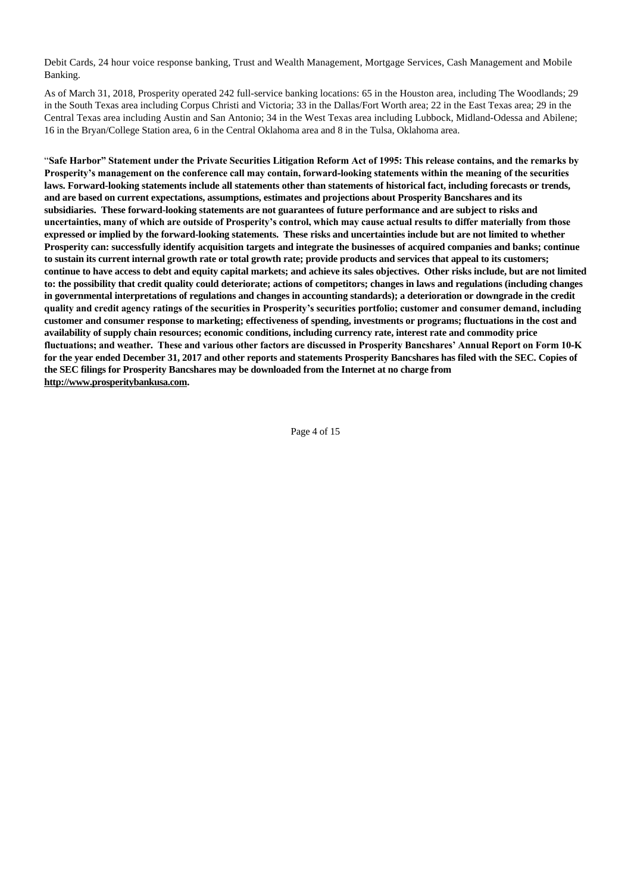Debit Cards, 24 hour voice response banking, Trust and Wealth Management, Mortgage Services, Cash Management and Mobile Banking.

As of March 31, 2018, Prosperity operated 242 full-service banking locations: 65 in the Houston area, including The Woodlands; 29 in the South Texas area including Corpus Christi and Victoria; 33 in the Dallas/Fort Worth area; 22 in the East Texas area; 29 in the Central Texas area including Austin and San Antonio; 34 in the West Texas area including Lubbock, Midland-Odessa and Abilene; 16 in the Bryan/College Station area, 6 in the Central Oklahoma area and 8 in the Tulsa, Oklahoma area.

"**Safe Harbor" Statement under the Private Securities Litigation Reform Act of 1995: This release contains, and the remarks by Prosperity's management on the conference call may contain, forward-looking statements within the meaning of the securities laws. Forward-looking statements include all statements other than statements of historical fact, including forecasts or trends, and are based on current expectations, assumptions, estimates and projections about Prosperity Bancshares and its subsidiaries. These forward-looking statements are not guarantees of future performance and are subject to risks and uncertainties, many of which are outside of Prosperity's control, which may cause actual results to differ materially from those expressed or implied by the forward-looking statements. These risks and uncertainties include but are not limited to whether Prosperity can: successfully identify acquisition targets and integrate the businesses of acquired companies and banks; continue to sustain its current internal growth rate or total growth rate; provide products and services that appeal to its customers; continue to have access to debt and equity capital markets; and achieve its sales objectives. Other risks include, but are not limited to: the possibility that credit quality could deteriorate; actions of competitors; changes in laws and regulations (including changes in governmental interpretations of regulations and changes in accounting standards); a deterioration or downgrade in the credit quality and credit agency ratings of the securities in Prosperity's securities portfolio; customer and consumer demand, including customer and consumer response to marketing; effectiveness of spending, investments or programs; fluctuations in the cost and availability of supply chain resources; economic conditions, including currency rate, interest rate and commodity price fluctuations; and weather. These and various other factors are discussed in Prosperity Bancshares' Annual Report on Form 10-K for the year ended December 31, 2017 and other reports and statements Prosperity Bancshares has filed with the SEC. Copies of the SEC filings for Prosperity Bancshares may be downloaded from the Internet at no charge from http://www.prosperitybankusa.com.**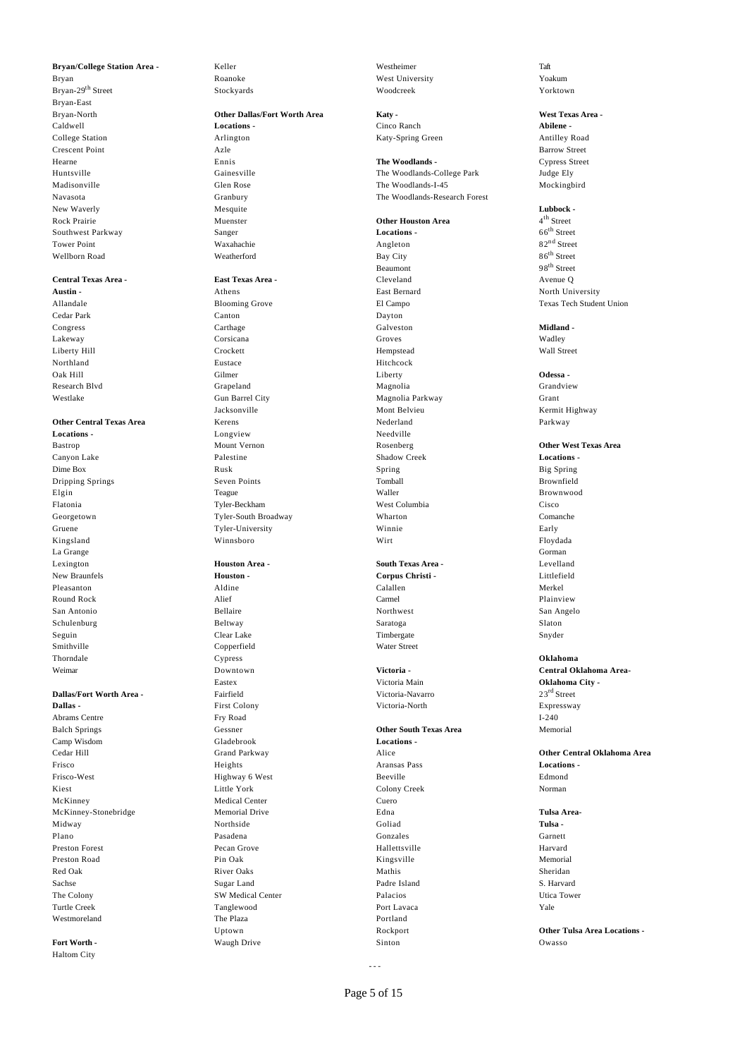**Bryan/College Station Area -**
Bryan
Bryan-29th Street
Bryan-East
Bryan-North
Caldwell
College Station
Crescent Point
Hearne
Huntsville
Madisonville
Navasota
New Waverly
Rock Prairie
Southwest Parkway
Tower Point
Wellborn Road

**Central Texas Area -**
**Austin -**
Allandale
Cedar Park
Congress
Lakeway
Liberty Hill
Northland
Oak Hill
Research Blvd
Westlake

**Other Central Texas Area Locations -**
Bastrop
Canyon Lake
Dime Box
Dripping Springs
Elgin
Flatonia
Georgetown
Gruene
Kingsland
La Grange
Lexington
New Braunfels
Pleasanton
Round Rock
San Antonio
Schulenburg
Seguin
Smithville
Thorndale
Weimar

**Dallas/Fort Worth Area -**
**Dallas -**
Abrams Centre
Balch Springs
Camp Wisdom
Cedar Hill
Frisco
Frisco-West
Kiest
McKinney
McKinney-Stonebridge
Midway
Plano
Preston Forest
Preston Road
Red Oak
Sachse
The Colony
Turtle Creek
Westmoreland

**Fort Worth -**
Haltom City
Keller
Roanoke
Stockyards

**Other Dallas/Fort Worth Area Locations -**
Arlington
Azle
Ennis
Gainesville
Glen Rose
Granbury
Mesquite
Muenster
Sanger
Waxahachie
Weatherford

**East Texas Area -**
Athens
Blooming Grove
Canton
Carthage
Corsicana
Crockett
Eustace
Gilmer
Grapeland
Gun Barrel City
Jacksonville
Kerens
Longview
Mount Vernon
Palestine
Rusk
Seven Points
Teague
Tyler-Beckham
Tyler-South Broadway
Tyler-University
Winnsboro

**Houston Area -**
**Houston -**
Aldine
Alief
Bellaire
Beltway
Clear Lake
Copperfield
Cypress
Downtown
Eastex
Fairfield
First Colony
Fry Road
Gessner
Gladebrook
Grand Parkway
Heights
Highway 6 West
Little York
Medical Center
Memorial Drive
Northside
Pasadena
Pecan Grove
Pin Oak
River Oaks
Sugar Land
SW Medical Center
Tanglewood
The Plaza
Uptown
Waugh Drive
Westheimer
West University
Woodcreek

**Katy -**
Cinco Ranch
Katy-Spring Green

**The Woodlands -**
The Woodlands-College Park
The Woodlands-I-45
The Woodlands-Research Forest

**Other Houston Area Locations -**
Angleton
Bay City
Beaumont
Cleveland
East Bernard
El Campo
Dayton
Galveston
Groves
Hempstead
Hitchcock
Liberty
Magnolia
Magnolia Parkway
Mont Belvieu
Nederland
Needville
Rosenberg
Shadow Creek
Spring
Tomball
Waller
West Columbia
Wharton
Winnie
Wirt

**South Texas Area -**
**Corpus Christi -**
Calallen
Carmel
Northwest
Saratoga
Timbergate
Water Street

**Victoria -**
Victoria Main
Victoria-Navarro
Victoria-North

**Other South Texas Area Locations -**
Alice
Aransas Pass
Beeville
Colony Creek
Cuero
Edna
Goliad
Gonzales
Hallettsville
Kingsville
Mathis
Padre Island
Palacios
Port Lavaca
Portland
Rockport
Sinton
Taft
Yoakum
Yorktown

**West Texas Area -**
**Abilene -**
Antilley Road
Barrow Street
Cypress Street
Judge Ely
Mockingbird

**Lubbock -**
4th Street
66th Street
82nd Street
86th Street
98th Street
Avenue Q
North University
Texas Tech Student Union

**Midland -**
Wadley
Wall Street

**Odessa -**
Grandview
Grant
Kermit Highway
Parkway

**Other West Texas Area Locations -**
Big Spring
Brownfield
Brownwood
Cisco
Comanche
Early
Floydada
Gorman
Levelland
Littlefield
Merkel
Plainview
San Angelo
Slaton
Snyder

**Oklahoma**
**Central Oklahoma Area-**
**Oklahoma City -**
23rd Street
Expressway
I-240
Memorial

**Other Central Oklahoma Area Locations -**
Edmond
Norman

**Tulsa Area-**
**Tulsa -**
Garnett
Harvard
Memorial
Sheridan
S. Harvard
Utica Tower
Yale

**Other Tulsa Area Locations -**
Owasso

- - -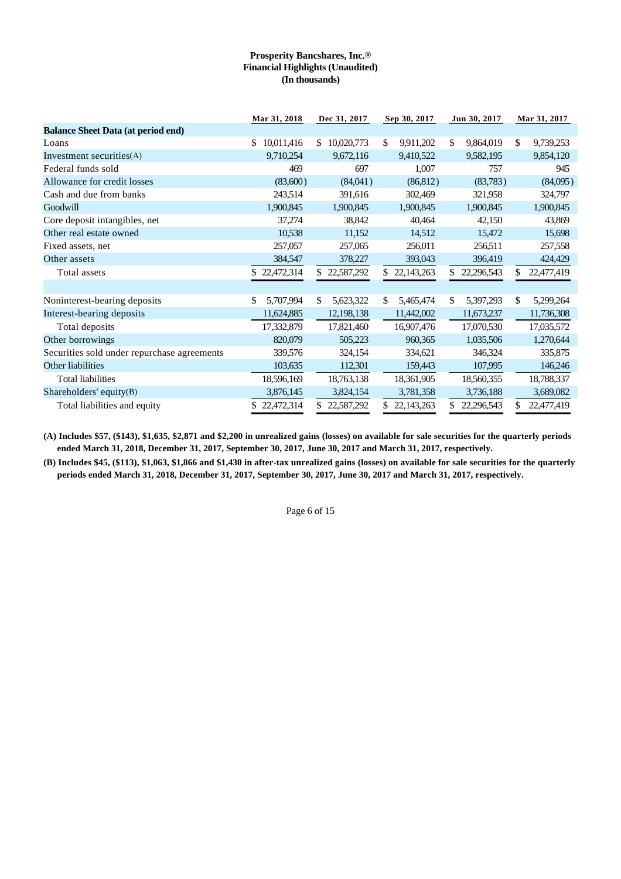**Prosperity Bancshares, Inc.®**
**Financial Highlights (Unaudited)**
**(In thousands)**

| | Mar 31, 2018 | Dec 31, 2017 | Sep 30, 2017 | Jun 30, 2017 | Mar 31, 2017 |
|---|---|---|---|---|---|
| **Balance Sheet Data (at period end)** | | | | | |
| Loans | $ 10,011,416 | $ 10,020,773 | $ 9,911,202 | $ 9,864,019 | $ 9,739,253 |
| Investment securities(A) | 9,710,254 | 9,672,116 | 9,410,522 | 9,582,195 | 9,854,120 |
| Federal funds sold | 469 | 697 | 1,007 | 757 | 945 |
| Allowance for credit losses | (83,600) | (84,041) | (86,812) | (83,783) | (84,095) |
| Cash and due from banks | 243,514 | 391,616 | 302,469 | 321,958 | 324,797 |
| Goodwill | 1,900,845 | 1,900,845 | 1,900,845 | 1,900,845 | 1,900,845 |
| Core deposit intangibles, net | 37,274 | 38,842 | 40,464 | 42,150 | 43,869 |
| Other real estate owned | 10,538 | 11,152 | 14,512 | 15,472 | 15,698 |
| Fixed assets, net | 257,057 | 257,065 | 256,011 | 256,511 | 257,558 |
| Other assets | 384,547 | 378,227 | 393,043 | 396,419 | 424,429 |
| Total assets | $ 22,472,314 | $ 22,587,292 | $ 22,143,263 | $ 22,296,543 | $ 22,477,419 |
| | | | | | |
| Noninterest-bearing deposits | $ 5,707,994 | $ 5,623,322 | $ 5,465,474 | $ 5,397,293 | $ 5,299,264 |
| Interest-bearing deposits | 11,624,885 | 12,198,138 | 11,442,002 | 11,673,237 | 11,736,308 |
| Total deposits | 17,332,879 | 17,821,460 | 16,907,476 | 17,070,530 | 17,035,572 |
| Other borrowings | 820,079 | 505,223 | 960,365 | 1,035,506 | 1,270,644 |
| Securities sold under repurchase agreements | 339,576 | 324,154 | 334,621 | 346,324 | 335,875 |
| Other liabilities | 103,635 | 112,301 | 159,443 | 107,995 | 146,246 |
| Total liabilities | 18,596,169 | 18,763,138 | 18,361,905 | 18,560,355 | 18,788,337 |
| Shareholders' equity(B) | 3,876,145 | 3,824,154 | 3,781,358 | 3,736,188 | 3,689,082 |
| Total liabilities and equity | $ 22,472,314 | $ 22,587,292 | $ 22,143,263 | $ 22,296,543 | $ 22,477,419 |

**(A) Includes $57, ($143), $1,635, $2,871 and $2,200 in unrealized gains (losses) on available for sale securities for the quarterly periods ended March 31, 2018, December 31, 2017, September 30, 2017, June 30, 2017 and March 31, 2017, respectively.**

**(B) Includes $45, ($113), $1,063, $1,866 and $1,430 in after-tax unrealized gains (losses) on available for sale securities for the quarterly periods ended March 31, 2018, December 31, 2017, September 30, 2017, June 30, 2017 and March 31, 2017, respectively.**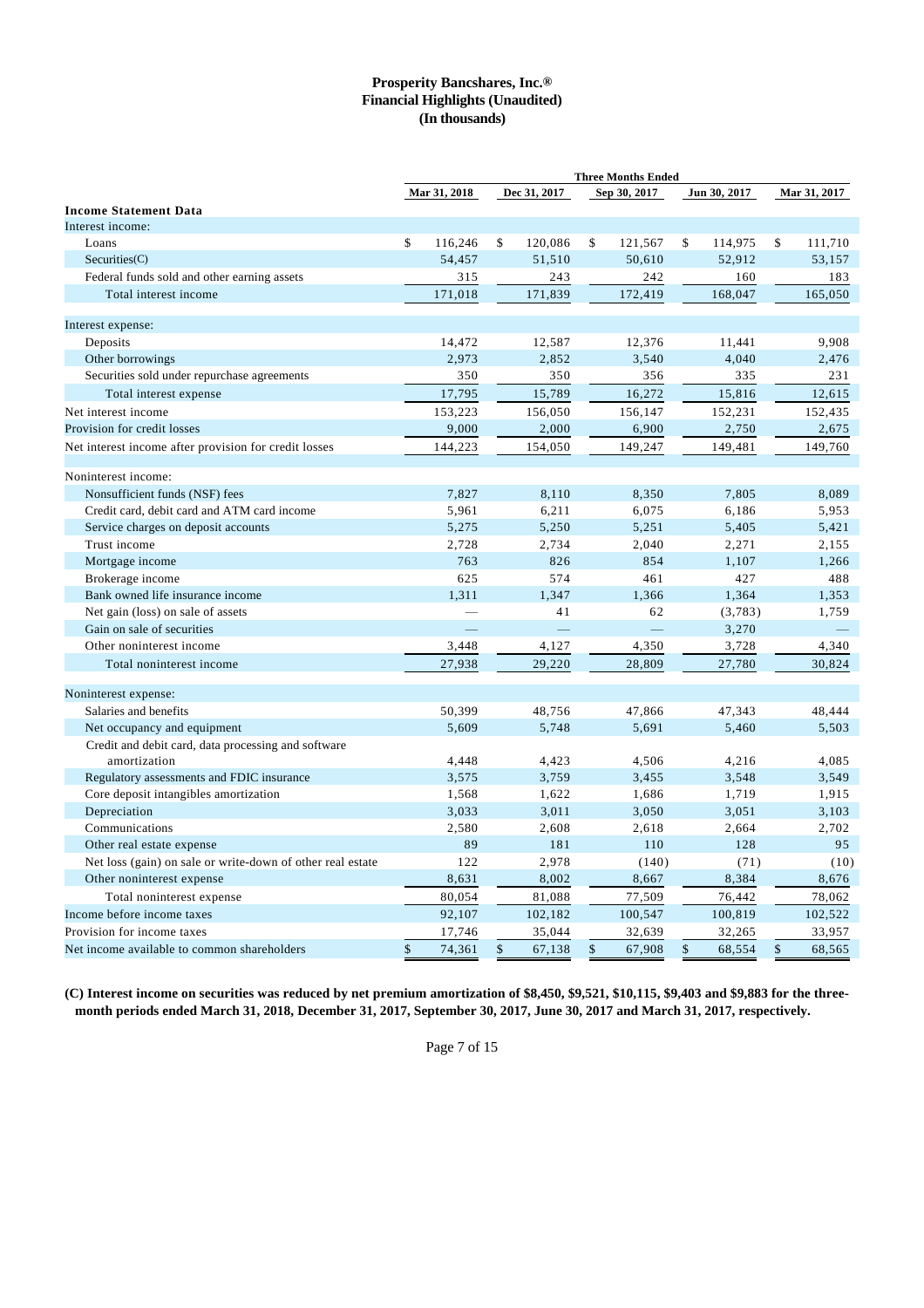# Prosperity Bancshares, Inc.®
## Financial Highlights (Unaudited)
### (In thousands)

| | Three Months Ended | | | | |
|---|---|---|---|---|---|
| | Mar 31, 2018 | Dec 31, 2017 | Sep 30, 2017 | Jun 30, 2017 | Mar 31, 2017 |
| **Income Statement Data** | | | | | |
| Interest income: | | | | | |
| Loans | $ 116,246 | $ 120,086 | $ 121,567 | $ 114,975 | $ 111,710 |
| Securities(C) | 54,457 | 51,510 | 50,610 | 52,912 | 53,157 |
| Federal funds sold and other earning assets | 315 | 243 | 242 | 160 | 183 |
| Total interest income | 171,018 | 171,839 | 172,419 | 168,047 | 165,050 |
| Interest expense: | | | | | |
| Deposits | 14,472 | 12,587 | 12,376 | 11,441 | 9,908 |
| Other borrowings | 2,973 | 2,852 | 3,540 | 4,040 | 2,476 |
| Securities sold under repurchase agreements | 350 | 350 | 356 | 335 | 231 |
| Total interest expense | 17,795 | 15,789 | 16,272 | 15,816 | 12,615 |
| Net interest income | 153,223 | 156,050 | 156,147 | 152,231 | 152,435 |
| Provision for credit losses | 9,000 | 2,000 | 6,900 | 2,750 | 2,675 |
| Net interest income after provision for credit losses | 144,223 | 154,050 | 149,247 | 149,481 | 149,760 |
| Noninterest income: | | | | | |
| Nonsufficient funds (NSF) fees | 7,827 | 8,110 | 8,350 | 7,805 | 8,089 |
| Credit card, debit card and ATM card income | 5,961 | 6,211 | 6,075 | 6,186 | 5,953 |
| Service charges on deposit accounts | 5,275 | 5,250 | 5,251 | 5,405 | 5,421 |
| Trust income | 2,728 | 2,734 | 2,040 | 2,271 | 2,155 |
| Mortgage income | 763 | 826 | 854 | 1,107 | 1,266 |
| Brokerage income | 625 | 574 | 461 | 427 | 488 |
| Bank owned life insurance income | 1,311 | 1,347 | 1,366 | 1,364 | 1,353 |
| Net gain (loss) on sale of assets | — | 41 | 62 | (3,783) | 1,759 |
| Gain on sale of securities | — | — | — | 3,270 | — |
| Other noninterest income | 3,448 | 4,127 | 4,350 | 3,728 | 4,340 |
| Total noninterest income | 27,938 | 29,220 | 28,809 | 27,780 | 30,824 |
| Noninterest expense: | | | | | |
| Salaries and benefits | 50,399 | 48,756 | 47,866 | 47,343 | 48,444 |
| Net occupancy and equipment | 5,609 | 5,748 | 5,691 | 5,460 | 5,503 |
| Credit and debit card, data processing and software amortization | 4,448 | 4,423 | 4,506 | 4,216 | 4,085 |
| Regulatory assessments and FDIC insurance | 3,575 | 3,759 | 3,455 | 3,548 | 3,549 |
| Core deposit intangibles amortization | 1,568 | 1,622 | 1,686 | 1,719 | 1,915 |
| Depreciation | 3,033 | 3,011 | 3,050 | 3,051 | 3,103 |
| Communications | 2,580 | 2,608 | 2,618 | 2,664 | 2,702 |
| Other real estate expense | 89 | 181 | 110 | 128 | 95 |
| Net loss (gain) on sale or write-down of other real estate | 122 | 2,978 | (140) | (71) | (10) |
| Other noninterest expense | 8,631 | 8,002 | 8,667 | 8,384 | 8,676 |
| Total noninterest expense | 80,054 | 81,088 | 77,509 | 76,442 | 78,062 |
| Income before income taxes | 92,107 | 102,182 | 100,547 | 100,819 | 102,522 |
| Provision for income taxes | 17,746 | 35,044 | 32,639 | 32,265 | 33,957 |
| Net income available to common shareholders | $ 74,361 | $ 67,138 | $ 67,908 | $ 68,554 | $ 68,565 |

**(C) Interest income on securities was reduced by net premium amortization of $8,450, $9,521, $10,115, $9,403 and $9,883 for the three-month periods ended March 31, 2018, December 31, 2017, September 30, 2017, June 30, 2017 and March 31, 2017, respectively.**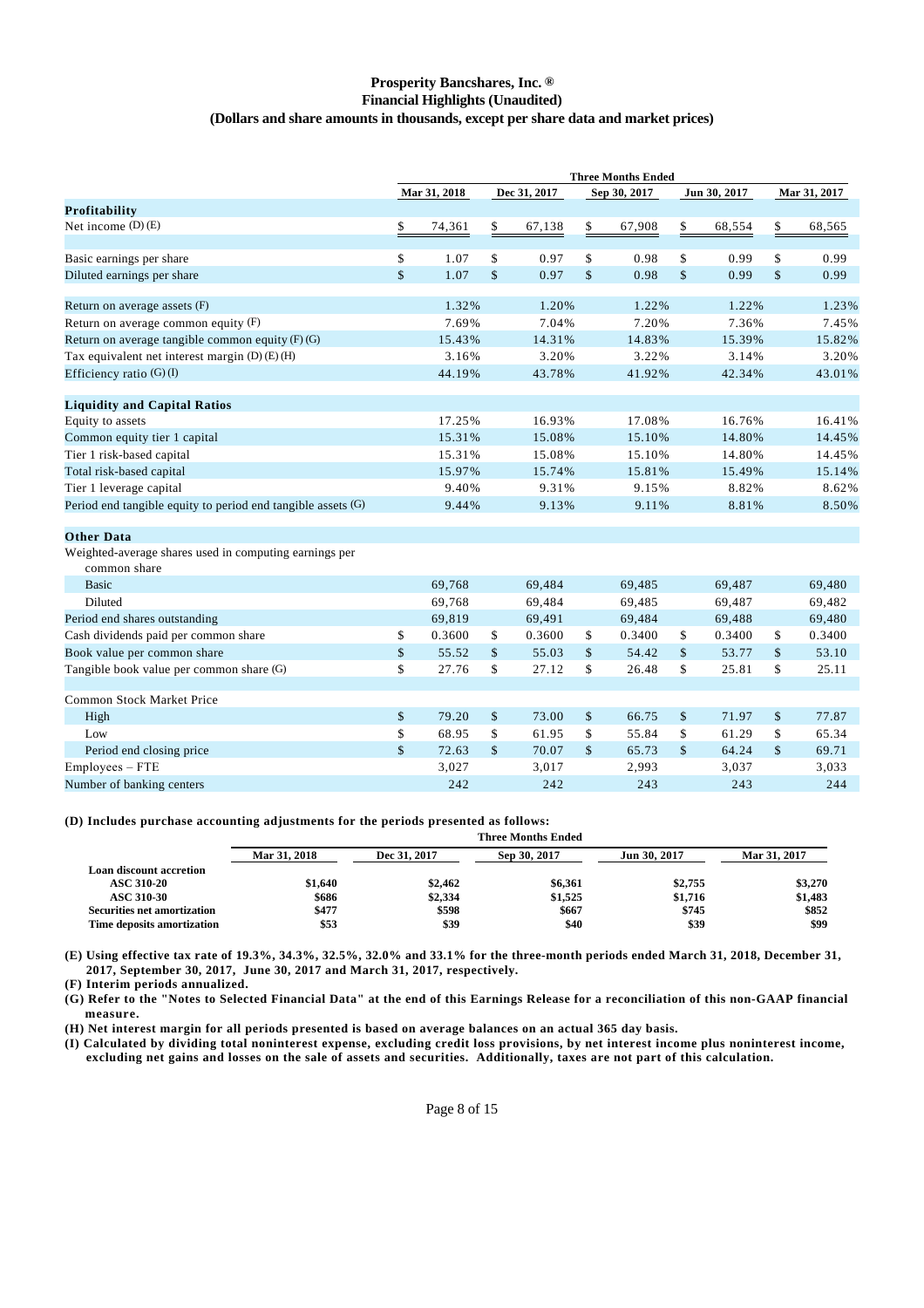# Prosperity Bancshares, Inc. ®

## Financial Highlights (Unaudited)

### (Dollars and share amounts in thousands, except per share data and market prices)

| | Three Months Ended | | | | |
|---|---|---|---|---|---|
| | Mar 31, 2018 | Dec 31, 2017 | Sep 30, 2017 | Jun 30, 2017 | Mar 31, 2017 |
| **Profitability** | | | | | |
| Net income (D) (E) | $ 74,361 | $ 67,138 | $ 67,908 | $ 68,554 | $ 68,565 |
| | | | | | |
| Basic earnings per share | $ 1.07 | $ 0.97 | $ 0.98 | $ 0.99 | $ 0.99 |
| Diluted earnings per share | $ 1.07 | $ 0.97 | $ 0.98 | $ 0.99 | $ 0.99 |
| | | | | | |
| Return on average assets (F) | 1.32% | 1.20% | 1.22% | 1.22% | 1.23% |
| Return on average common equity (F) | 7.69% | 7.04% | 7.20% | 7.36% | 7.45% |
| Return on average tangible common equity (F) (G) | 15.43% | 14.31% | 14.83% | 15.39% | 15.82% |
| Tax equivalent net interest margin (D) (E) (H) | 3.16% | 3.20% | 3.22% | 3.14% | 3.20% |
| Efficiency ratio (G) (I) | 44.19% | 43.78% | 41.92% | 42.34% | 43.01% |
| | | | | | |
| **Liquidity and Capital Ratios** | | | | | |
| Equity to assets | 17.25% | 16.93% | 17.08% | 16.76% | 16.41% |
| Common equity tier 1 capital | 15.31% | 15.08% | 15.10% | 14.80% | 14.45% |
| Tier 1 risk-based capital | 15.31% | 15.08% | 15.10% | 14.80% | 14.45% |
| Total risk-based capital | 15.97% | 15.74% | 15.81% | 15.49% | 15.14% |
| Tier 1 leverage capital | 9.40% | 9.31% | 9.15% | 8.82% | 8.62% |
| Period end tangible equity to period end tangible assets (G) | 9.44% | 9.13% | 9.11% | 8.81% | 8.50% |
| | | | | | |
| **Other Data** | | | | | |
| Weighted-average shares used in computing earnings per common share | | | | | |
| Basic | 69,768 | 69,484 | 69,485 | 69,487 | 69,480 |
| Diluted | 69,768 | 69,484 | 69,485 | 69,487 | 69,482 |
| Period end shares outstanding | 69,819 | 69,491 | 69,484 | 69,488 | 69,480 |
| Cash dividends paid per common share | $ 0.3600 | $ 0.3600 | $ 0.3400 | $ 0.3400 | $ 0.3400 |
| Book value per common share | $ 55.52 | $ 55.03 | $ 54.42 | $ 53.77 | $ 53.10 |
| Tangible book value per common share (G) | $ 27.76 | $ 27.12 | $ 26.48 | $ 25.81 | $ 25.11 |
| | | | | | |
| Common Stock Market Price | | | | | |
| High | $ 79.20 | $ 73.00 | $ 66.75 | $ 71.97 | $ 77.87 |
| Low | $ 68.95 | $ 61.95 | $ 55.84 | $ 61.29 | $ 65.34 |
| Period end closing price | $ 72.63 | $ 70.07 | $ 65.73 | $ 64.24 | $ 69.71 |
| Employees – FTE | 3,027 | 3,017 | 2,993 | 3,037 | 3,033 |
| Number of banking centers | 242 | 242 | 243 | 243 | 244 |

**(D) Includes purchase accounting adjustments for the periods presented as follows:**

| | Three Months Ended | | | | |
|---|---|---|---|---|---|
| | Mar 31, 2018 | Dec 31, 2017 | Sep 30, 2017 | Jun 30, 2017 | Mar 31, 2017 |
| **Loan discount accretion** | | | | | |
| **ASC 310-20** | $1,640 | $2,462 | $6,361 | $2,755 | $3,270 |
| **ASC 310-30** | $686 | $2,334 | $1,525 | $1,716 | $1,483 |
| **Securities net amortization** | $477 | $598 | $667 | $745 | $852 |
| **Time deposits amortization** | $53 | $39 | $40 | $39 | $99 |

**(E) Using effective tax rate of 19.3%, 34.3%, 32.5%, 32.0% and 33.1% for the three-month periods ended March 31, 2018, December 31, 2017, September 30, 2017, June 30, 2017 and March 31, 2017, respectively.**

**(F) Interim periods annualized.**

**(G) Refer to the "Notes to Selected Financial Data" at the end of this Earnings Release for a reconciliation of this non-GAAP financial measure.**

**(H) Net interest margin for all periods presented is based on average balances on an actual 365 day basis.**

**(I) Calculated by dividing total noninterest expense, excluding credit loss provisions, by net interest income plus noninterest income, excluding net gains and losses on the sale of assets and securities. Additionally, taxes are not part of this calculation.**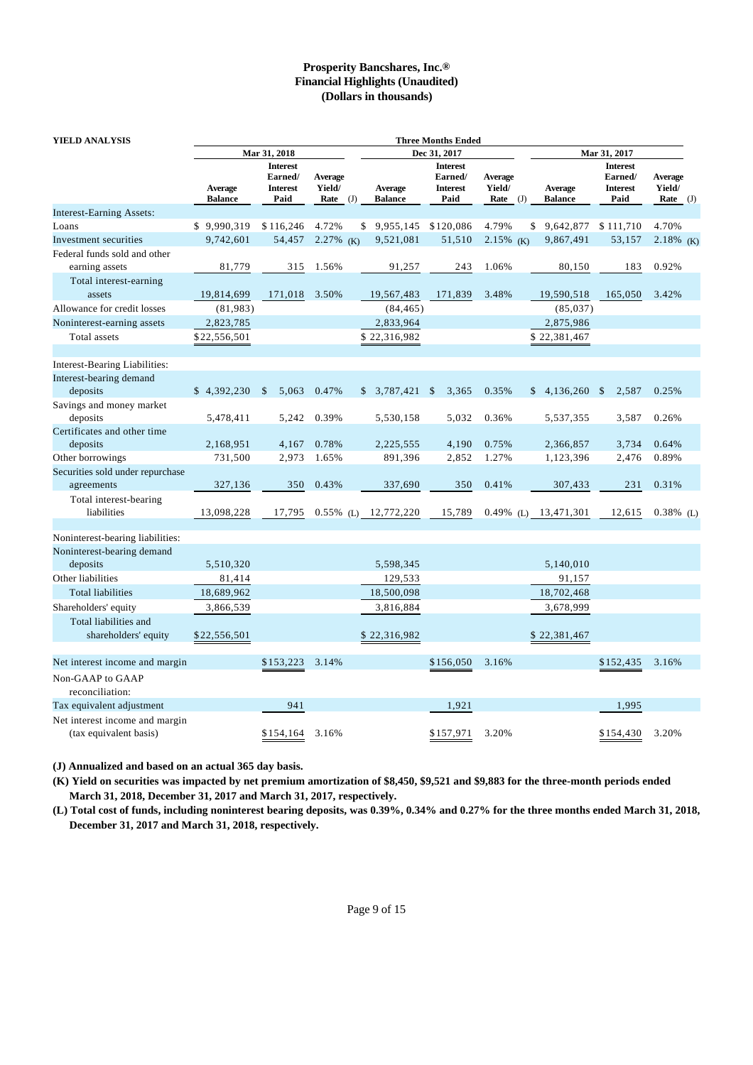**Prosperity Bancshares, Inc.®**
**Financial Highlights (Unaudited)**
**(Dollars in thousands)**

| YIELD ANALYSIS | Three Months Ended | | | | | | | | |
|---|---|---|---|---|---|---|---|---|---|
| | Mar 31, 2018 | | | Dec 31, 2017 | | | Mar 31, 2017 | | |
| | Average Balance | Interest Earned/ Interest Paid | Average Yield/ Rate (J) | Average Balance | Interest Earned/ Interest Paid | Average Yield/ Rate (J) | Average Balance | Interest Earned/ Interest Paid | Average Yield/ Rate (J) |
| Interest-Earning Assets: | | | | | | | | | |
| Loans | $ 9,990,319 | $ 116,246 | 4.72% | $ 9,955,145 | $ 120,086 | 4.79% | $ 9,642,877 | $ 111,710 | 4.70% |
| Investment securities | 9,742,601 | 54,457 | 2.27% (K) | 9,521,081 | 51,510 | 2.15% (K) | 9,867,491 | 53,157 | 2.18% (K) |
| Federal funds sold and other earning assets | 81,779 | 315 | 1.56% | 91,257 | 243 | 1.06% | 80,150 | 183 | 0.92% |
| Total interest-earning assets | 19,814,699 | 171,018 | 3.50% | 19,567,483 | 171,839 | 3.48% | 19,590,518 | 165,050 | 3.42% |
| Allowance for credit losses | (81,983) | | | (84,465) | | | (85,037) | | |
| Noninterest-earning assets | 2,823,785 | | | 2,833,964 | | | 2,875,986 | | |
| Total assets | $22,556,501 | | | $ 22,316,982 | | | $ 22,381,467 | | |
| Interest-Bearing Liabilities: | | | | | | | | | |
| Interest-bearing demand deposits | $ 4,392,230 | $ 5,063 | 0.47% | $ 3,787,421 | $ 3,365 | 0.35% | $ 4,136,260 | $ 2,587 | 0.25% |
| Savings and money market deposits | 5,478,411 | 5,242 | 0.39% | 5,530,158 | 5,032 | 0.36% | 5,537,355 | 3,587 | 0.26% |
| Certificates and other time deposits | 2,168,951 | 4,167 | 0.78% | 2,225,555 | 4,190 | 0.75% | 2,366,857 | 3,734 | 0.64% |
| Other borrowings | 731,500 | 2,973 | 1.65% | 891,396 | 2,852 | 1.27% | 1,123,396 | 2,476 | 0.89% |
| Securities sold under repurchase agreements | 327,136 | 350 | 0.43% | 337,690 | 350 | 0.41% | 307,433 | 231 | 0.31% |
| Total interest-bearing liabilities | 13,098,228 | 17,795 | 0.55% (L) | 12,772,220 | 15,789 | 0.49% (L) | 13,471,301 | 12,615 | 0.38% (L) |
| Noninterest-bearing liabilities: | | | | | | | | | |
| Noninterest-bearing demand deposits | 5,510,320 | | | 5,598,345 | | | 5,140,010 | | |
| Other liabilities | 81,414 | | | 129,533 | | | 91,157 | | |
| Total liabilities | 18,689,962 | | | 18,500,098 | | | 18,702,468 | | |
| Shareholders' equity | 3,866,539 | | | 3,816,884 | | | 3,678,999 | | |
| Total liabilities and shareholders' equity | $22,556,501 | | | $ 22,316,982 | | | $ 22,381,467 | | |
| Net interest income and margin | | $153,223 | 3.14% | | $156,050 | 3.16% | | $152,435 | 3.16% |
| Non-GAAP to GAAP reconciliation: | | | | | | | | | |
| Tax equivalent adjustment | | 941 | | | 1,921 | | | 1,995 | |
| Net interest income and margin (tax equivalent basis) | | $154,164 | 3.16% | | $157,971 | 3.20% | | $154,430 | 3.20% |

**(J) Annualized and based on an actual 365 day basis.**

**(K) Yield on securities was impacted by net premium amortization of $8,450, $9,521 and $9,883 for the three-month periods ended March 31, 2018, December 31, 2017 and March 31, 2017, respectively.**

**(L) Total cost of funds, including noninterest bearing deposits, was 0.39%, 0.34% and 0.27% for the three months ended March 31, 2018, December 31, 2017 and March 31, 2018, respectively.**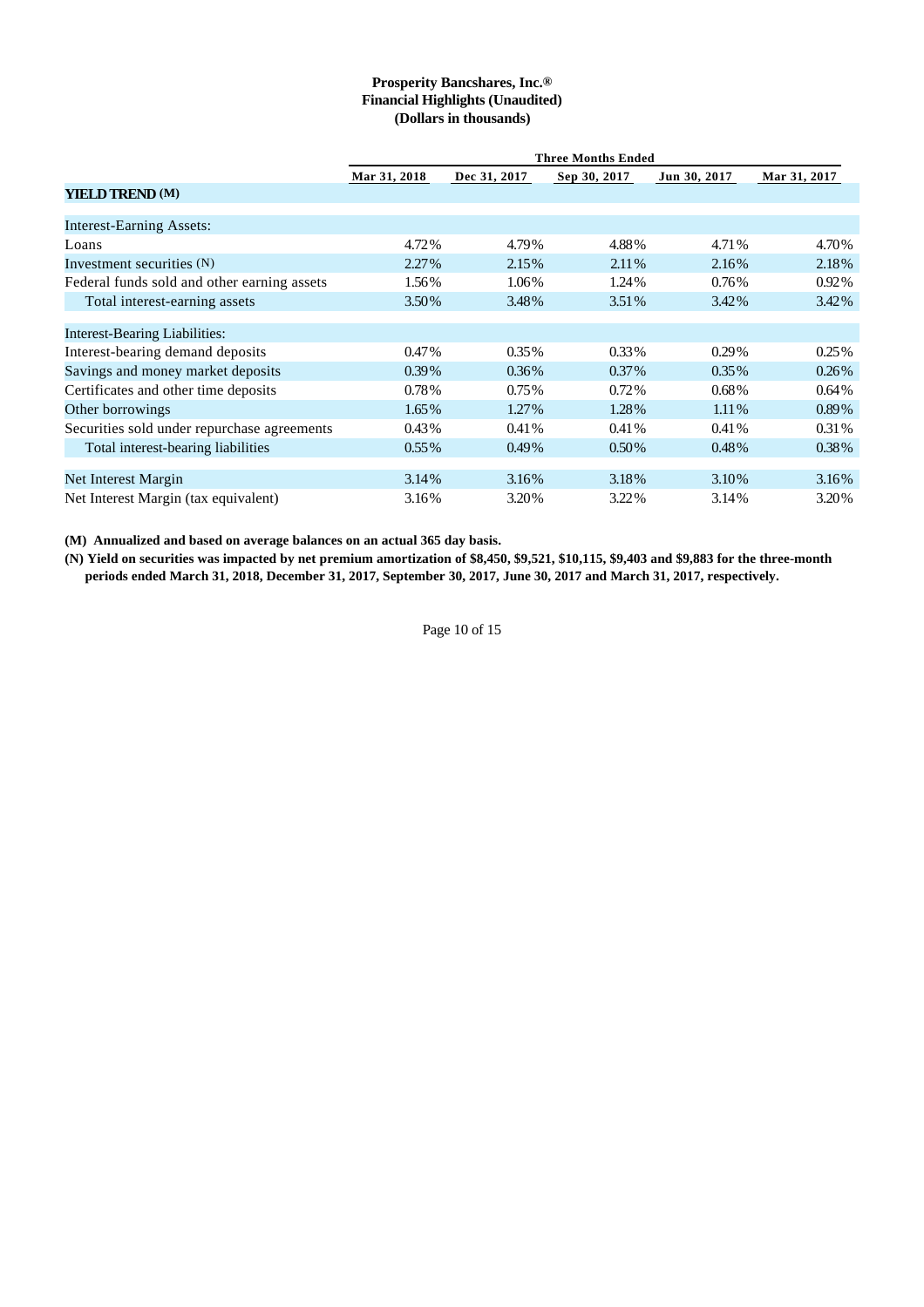**Prosperity Bancshares, Inc.®**
**Financial Highlights (Unaudited)**
**(Dollars in thousands)**

| | Three Months Ended | | | | |
|---|---|---|---|---|---|
| | Mar 31, 2018 | Dec 31, 2017 | Sep 30, 2017 | Jun 30, 2017 | Mar 31, 2017 |
| **YIELD TREND (M)** | | | | | |
| Interest-Earning Assets: | | | | | |
| Loans | 4.72% | 4.79% | 4.88% | 4.71% | 4.70% |
| Investment securities (N) | 2.27% | 2.15% | 2.11% | 2.16% | 2.18% |
| Federal funds sold and other earning assets | 1.56% | 1.06% | 1.24% | 0.76% | 0.92% |
| Total interest-earning assets | 3.50% | 3.48% | 3.51% | 3.42% | 3.42% |
| Interest-Bearing Liabilities: | | | | | |
| Interest-bearing demand deposits | 0.47% | 0.35% | 0.33% | 0.29% | 0.25% |
| Savings and money market deposits | 0.39% | 0.36% | 0.37% | 0.35% | 0.26% |
| Certificates and other time deposits | 0.78% | 0.75% | 0.72% | 0.68% | 0.64% |
| Other borrowings | 1.65% | 1.27% | 1.28% | 1.11% | 0.89% |
| Securities sold under repurchase agreements | 0.43% | 0.41% | 0.41% | 0.41% | 0.31% |
| Total interest-bearing liabilities | 0.55% | 0.49% | 0.50% | 0.48% | 0.38% |
| Net Interest Margin | 3.14% | 3.16% | 3.18% | 3.10% | 3.16% |
| Net Interest Margin (tax equivalent) | 3.16% | 3.20% | 3.22% | 3.14% | 3.20% |

**(M) Annualized and based on average balances on an actual 365 day basis.**

**(N) Yield on securities was impacted by net premium amortization of $8,450, $9,521, $10,115, $9,403 and $9,883 for the three-month periods ended March 31, 2018, December 31, 2017, September 30, 2017, June 30, 2017 and March 31, 2017, respectively.**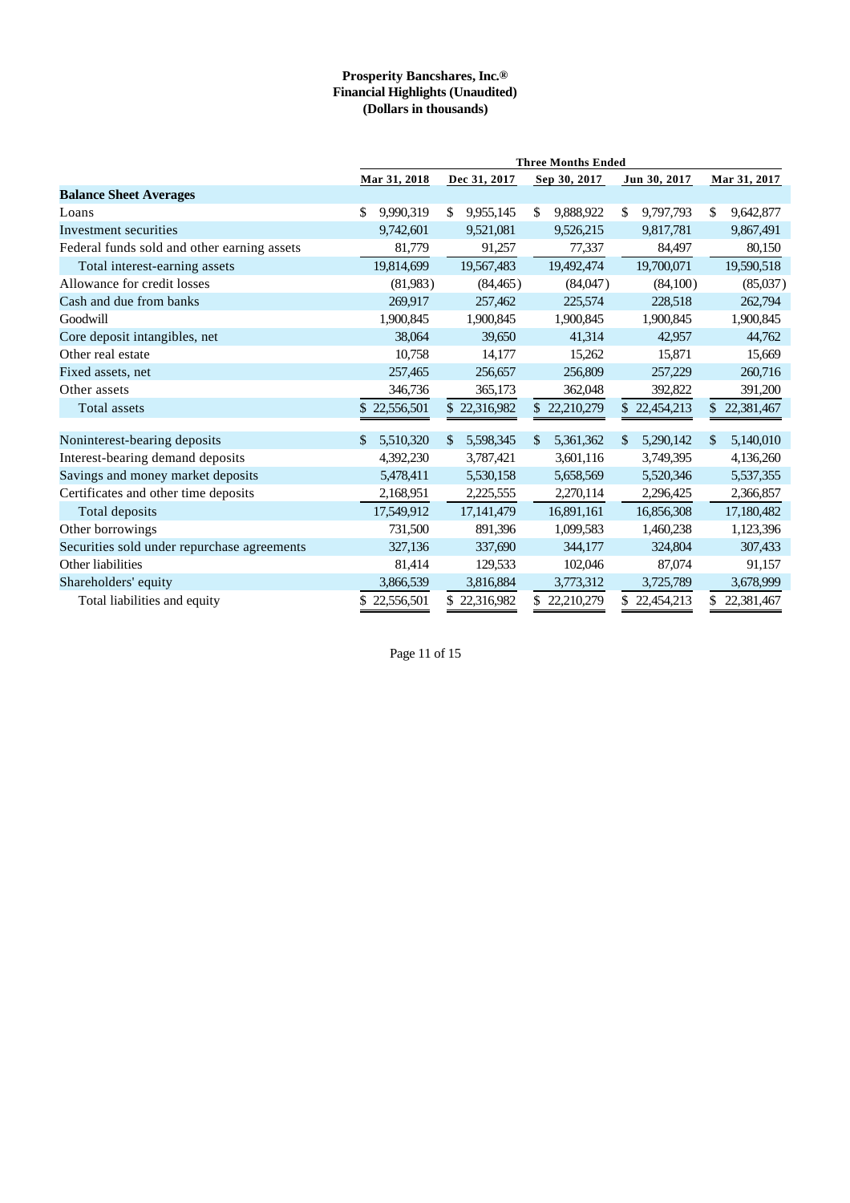**Prosperity Bancshares, Inc.®**
**Financial Highlights (Unaudited)**
**(Dollars in thousands)**

| | Three Months Ended | | | | |
|---|---|---|---|---|---|
| | Mar 31, 2018 | Dec 31, 2017 | Sep 30, 2017 | Jun 30, 2017 | Mar 31, 2017 |
| **Balance Sheet Averages** | | | | | |
| Loans | $ 9,990,319 | $ 9,955,145 | $ 9,888,922 | $ 9,797,793 | $ 9,642,877 |
| Investment securities | 9,742,601 | 9,521,081 | 9,526,215 | 9,817,781 | 9,867,491 |
| Federal funds sold and other earning assets | 81,779 | 91,257 | 77,337 | 84,497 | 80,150 |
| Total interest-earning assets | 19,814,699 | 19,567,483 | 19,492,474 | 19,700,071 | 19,590,518 |
| Allowance for credit losses | (81,983) | (84,465) | (84,047) | (84,100) | (85,037) |
| Cash and due from banks | 269,917 | 257,462 | 225,574 | 228,518 | 262,794 |
| Goodwill | 1,900,845 | 1,900,845 | 1,900,845 | 1,900,845 | 1,900,845 |
| Core deposit intangibles, net | 38,064 | 39,650 | 41,314 | 42,957 | 44,762 |
| Other real estate | 10,758 | 14,177 | 15,262 | 15,871 | 15,669 |
| Fixed assets, net | 257,465 | 256,657 | 256,809 | 257,229 | 260,716 |
| Other assets | 346,736 | 365,173 | 362,048 | 392,822 | 391,200 |
| Total assets | $ 22,556,501 | $ 22,316,982 | $ 22,210,279 | $ 22,454,213 | $ 22,381,467 |
| | | | | | |
| Noninterest-bearing deposits | $ 5,510,320 | $ 5,598,345 | $ 5,361,362 | $ 5,290,142 | $ 5,140,010 |
| Interest-bearing demand deposits | 4,392,230 | 3,787,421 | 3,601,116 | 3,749,395 | 4,136,260 |
| Savings and money market deposits | 5,478,411 | 5,530,158 | 5,658,569 | 5,520,346 | 5,537,355 |
| Certificates and other time deposits | 2,168,951 | 2,225,555 | 2,270,114 | 2,296,425 | 2,366,857 |
| Total deposits | 17,549,912 | 17,141,479 | 16,891,161 | 16,856,308 | 17,180,482 |
| Other borrowings | 731,500 | 891,396 | 1,099,583 | 1,460,238 | 1,123,396 |
| Securities sold under repurchase agreements | 327,136 | 337,690 | 344,177 | 324,804 | 307,433 |
| Other liabilities | 81,414 | 129,533 | 102,046 | 87,074 | 91,157 |
| Shareholders' equity | 3,866,539 | 3,816,884 | 3,773,312 | 3,725,789 | 3,678,999 |
| Total liabilities and equity | $ 22,556,501 | $ 22,316,982 | $ 22,210,279 | $ 22,454,213 | $ 22,381,467 |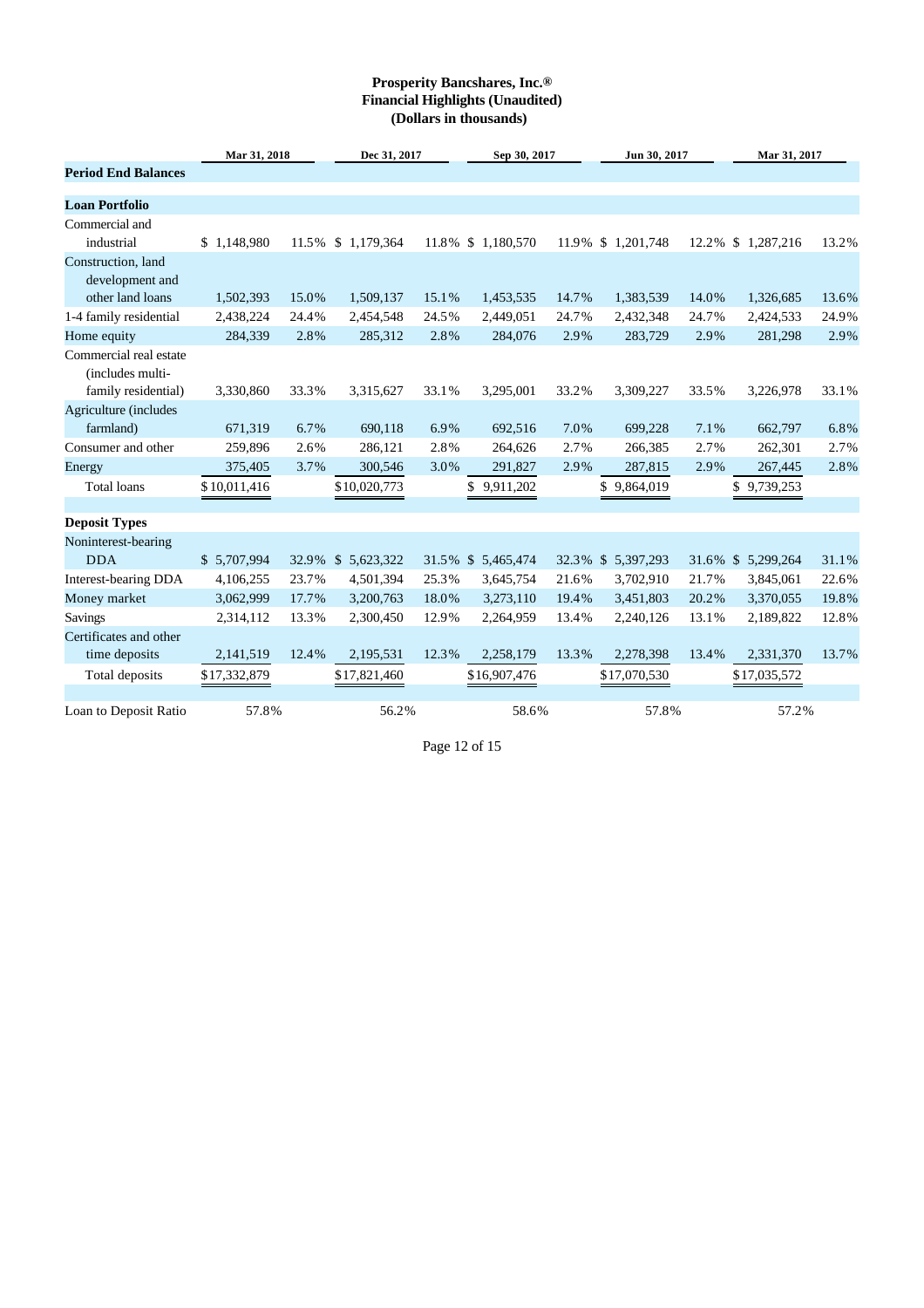**Prosperity Bancshares, Inc.®**
**Financial Highlights (Unaudited)**
**(Dollars in thousands)**

| | Mar 31, 2018 | | Dec 31, 2017 | | Sep 30, 2017 | | Jun 30, 2017 | | Mar 31, 2017 | |
|---|---|---|---|---|---|---|---|---|---|---|
| **Period End Balances** | | | | | | | | | | |
| **Loan Portfolio** | | | | | | | | | | |
| Commercial and industrial | $ 1,148,980 | 11.5% | $ 1,179,364 | 11.8% | $ 1,180,570 | 11.9% | $ 1,201,748 | 12.2% | $ 1,287,216 | 13.2% |
| Construction, land development and other land loans | 1,502,393 | 15.0% | 1,509,137 | 15.1% | 1,453,535 | 14.7% | 1,383,539 | 14.0% | 1,326,685 | 13.6% |
| 1-4 family residential | 2,438,224 | 24.4% | 2,454,548 | 24.5% | 2,449,051 | 24.7% | 2,432,348 | 24.7% | 2,424,533 | 24.9% |
| Home equity | 284,339 | 2.8% | 285,312 | 2.8% | 284,076 | 2.9% | 283,729 | 2.9% | 281,298 | 2.9% |
| Commercial real estate (includes multi-family residential) | 3,330,860 | 33.3% | 3,315,627 | 33.1% | 3,295,001 | 33.2% | 3,309,227 | 33.5% | 3,226,978 | 33.1% |
| Agriculture (includes farmland) | 671,319 | 6.7% | 690,118 | 6.9% | 692,516 | 7.0% | 699,228 | 7.1% | 662,797 | 6.8% |
| Consumer and other | 259,896 | 2.6% | 286,121 | 2.8% | 264,626 | 2.7% | 266,385 | 2.7% | 262,301 | 2.7% |
| Energy | 375,405 | 3.7% | 300,546 | 3.0% | 291,827 | 2.9% | 287,815 | 2.9% | 267,445 | 2.8% |
| Total loans | $10,011,416 | | $10,020,773 | | $ 9,911,202 | | $ 9,864,019 | | $ 9,739,253 | |
| **Deposit Types** | | | | | | | | | | |
| Noninterest-bearing DDA | $ 5,707,994 | 32.9% | $ 5,623,322 | 31.5% | $ 5,465,474 | 32.3% | $ 5,397,293 | 31.6% | $ 5,299,264 | 31.1% |
| Interest-bearing DDA | 4,106,255 | 23.7% | 4,501,394 | 25.3% | 3,645,754 | 21.6% | 3,702,910 | 21.7% | 3,845,061 | 22.6% |
| Money market | 3,062,999 | 17.7% | 3,200,763 | 18.0% | 3,273,110 | 19.4% | 3,451,803 | 20.2% | 3,370,055 | 19.8% |
| Savings | 2,314,112 | 13.3% | 2,300,450 | 12.9% | 2,264,959 | 13.4% | 2,240,126 | 13.1% | 2,189,822 | 12.8% |
| Certificates and other time deposits | 2,141,519 | 12.4% | 2,195,531 | 12.3% | 2,258,179 | 13.3% | 2,278,398 | 13.4% | 2,331,370 | 13.7% |
| Total deposits | $17,332,879 | | $17,821,460 | | $16,907,476 | | $17,070,530 | | $17,035,572 | |
| Loan to Deposit Ratio | 57.8% | | 56.2% | | 58.6% | | 57.8% | | 57.2% | |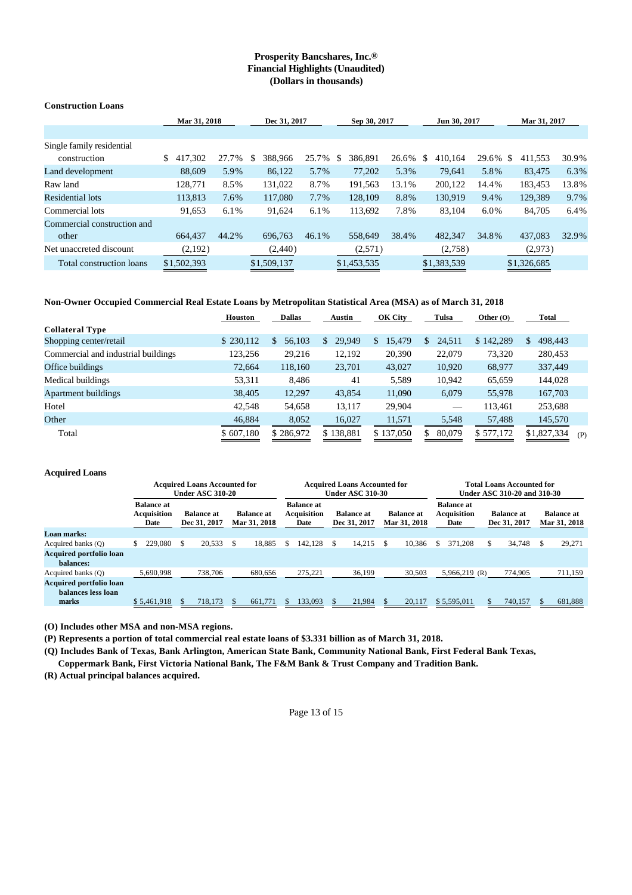**Prosperity Bancshares, Inc.®**
**Financial Highlights (Unaudited)**
**(Dollars in thousands)**

**Construction Loans**

| | Mar 31, 2018 | | Dec 31, 2017 | | Sep 30, 2017 | | Jun 30, 2017 | | Mar 31, 2017 | |
|---|---|---|---|---|---|---|---|---|---|---|
| Single family residential construction | $ 417,302 | 27.7% | $ 388,966 | 25.7% | $ 386,891 | 26.6% | $ 410,164 | 29.6% | $ 411,553 | 30.9% |
| Land development | 88,609 | 5.9% | 86,122 | 5.7% | 77,202 | 5.3% | 79,641 | 5.8% | 83,475 | 6.3% |
| Raw land | 128,771 | 8.5% | 131,022 | 8.7% | 191,563 | 13.1% | 200,122 | 14.4% | 183,453 | 13.8% |
| Residential lots | 113,813 | 7.6% | 117,080 | 7.7% | 128,109 | 8.8% | 130,919 | 9.4% | 129,389 | 9.7% |
| Commercial lots | 91,653 | 6.1% | 91,624 | 6.1% | 113,692 | 7.8% | 83,104 | 6.0% | 84,705 | 6.4% |
| Commercial construction and other | 664,437 | 44.2% | 696,763 | 46.1% | 558,649 | 38.4% | 482,347 | 34.8% | 437,083 | 32.9% |
| Net unaccreted discount | (2,192) | | (2,440) | | (2,571) | | (2,758) | | (2,973) | |
| Total construction loans | $1,502,393 | | $1,509,137 | | $1,453,535 | | $1,383,539 | | $1,326,685 | |

**Non-Owner Occupied Commercial Real Estate Loans by Metropolitan Statistical Area (MSA) as of March 31, 2018**

| | Houston | Dallas | Austin | OK City | Tulsa | Other (O) | Total |
|---|---|---|---|---|---|---|---|
| **Collateral Type** | | | | | | | |
| Shopping center/retail | $ 230,112 | $ 56,103 | $ 29,949 | $ 15,479 | $ 24,511 | $ 142,289 | $ 498,443 |
| Commercial and industrial buildings | 123,256 | 29,216 | 12,192 | 20,390 | 22,079 | 73,320 | 280,453 |
| Office buildings | 72,664 | 118,160 | 23,701 | 43,027 | 10,920 | 68,977 | 337,449 |
| Medical buildings | 53,311 | 8,486 | 41 | 5,589 | 10,942 | 65,659 | 144,028 |
| Apartment buildings | 38,405 | 12,297 | 43,854 | 11,090 | 6,079 | 55,978 | 167,703 |
| Hotel | 42,548 | 54,658 | 13,117 | 29,904 | — | 113,461 | 253,688 |
| Other | 46,884 | 8,052 | 16,027 | 11,571 | 5,548 | 57,488 | 145,570 |
| Total | $ 607,180 | $ 286,972 | $ 138,881 | $ 137,050 | $ 80,079 | $ 577,172 | $1,827,334 (P) |

**Acquired Loans**

| | Acquired Loans Accounted for Under ASC 310-20 | | | Acquired Loans Accounted for Under ASC 310-30 | | | Total Loans Accounted for Under ASC 310-20 and 310-30 | | |
|---|---|---|---|---|---|---|---|---|---|
| | Balance at Acquisition Date | Balance at Dec 31, 2017 | Balance at Mar 31, 2018 | Balance at Acquisition Date | Balance at Dec 31, 2017 | Balance at Mar 31, 2018 | Balance at Acquisition Date | Balance at Dec 31, 2017 | Balance at Mar 31, 2018 |
| **Loan marks:** | | | | | | | | | |
| Acquired banks (Q) | $ 229,080 | $ 20,533 | $ 18,885 | $ 142,128 | $ 14,215 | $ 10,386 | $ 371,208 | $ 34,748 | $ 29,271 |
| **Acquired portfolio loan balances:** | | | | | | | | | |
| Acquired banks (Q) | 5,690,998 | 738,706 | 680,656 | 275,221 | 36,199 | 30,503 | 5,966,219 (R) | 774,905 | 711,159 |
| **Acquired portfolio loan balances less loan marks** | $ 5,461,918 | $ 718,173 | $ 661,771 | $ 133,093 | $ 21,984 | $ 20,117 | $ 5,595,011 | $ 740,157 | $ 681,888 |

**(O) Includes other MSA and non-MSA regions.**

**(P) Represents a portion of total commercial real estate loans of $3.331 billion as of March 31, 2018.**

**(Q) Includes Bank of Texas, Bank Arlington, American State Bank, Community National Bank, First Federal Bank Texas, Coppermark Bank, First Victoria National Bank, The F&M Bank & Trust Company and Tradition Bank.**

**(R) Actual principal balances acquired.**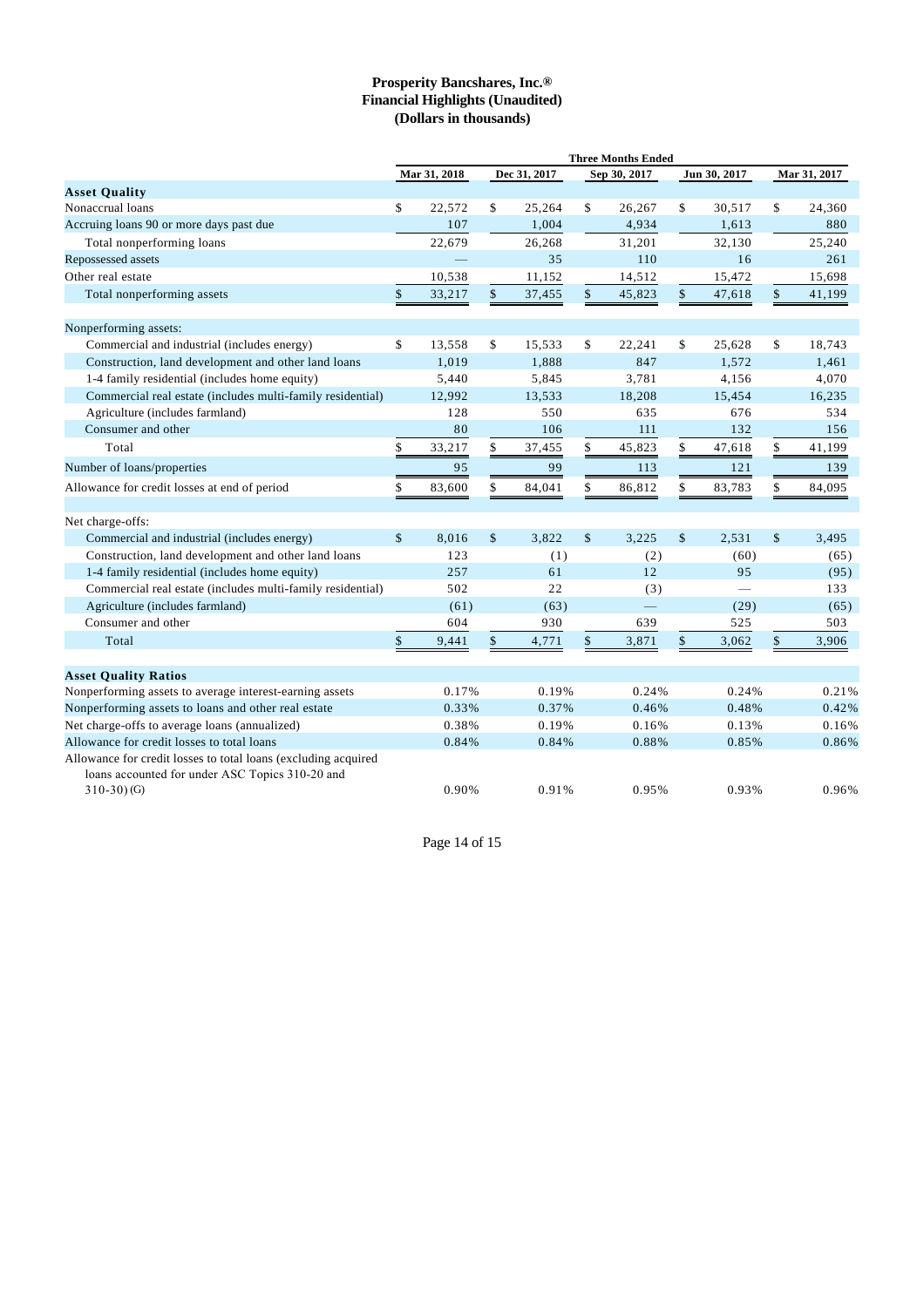**Prosperity Bancshares, Inc.®**
**Financial Highlights (Unaudited)**
**(Dollars in thousands)**

| | Three Months Ended | | | | |
|---|---|---|---|---|---|
| | Mar 31, 2018 | Dec 31, 2017 | Sep 30, 2017 | Jun 30, 2017 | Mar 31, 2017 |
| **Asset Quality** | | | | | |
| Nonaccrual loans | $ 22,572 | $ 25,264 | $ 26,267 | $ 30,517 | $ 24,360 |
| Accruing loans 90 or more days past due | 107 | 1,004 | 4,934 | 1,613 | 880 |
| Total nonperforming loans | 22,679 | 26,268 | 31,201 | 32,130 | 25,240 |
| Repossessed assets | — | 35 | 110 | 16 | 261 |
| Other real estate | 10,538 | 11,152 | 14,512 | 15,472 | 15,698 |
| Total nonperforming assets | $ 33,217 | $ 37,455 | $ 45,823 | $ 47,618 | $ 41,199 |
| | | | | | |
| Nonperforming assets: | | | | | |
| Commercial and industrial (includes energy) | $ 13,558 | $ 15,533 | $ 22,241 | $ 25,628 | $ 18,743 |
| Construction, land development and other land loans | 1,019 | 1,888 | 847 | 1,572 | 1,461 |
| 1-4 family residential (includes home equity) | 5,440 | 5,845 | 3,781 | 4,156 | 4,070 |
| Commercial real estate (includes multi-family residential) | 12,992 | 13,533 | 18,208 | 15,454 | 16,235 |
| Agriculture (includes farmland) | 128 | 550 | 635 | 676 | 534 |
| Consumer and other | 80 | 106 | 111 | 132 | 156 |
| Total | $ 33,217 | $ 37,455 | $ 45,823 | $ 47,618 | $ 41,199 |
| Number of loans/properties | 95 | 99 | 113 | 121 | 139 |
| Allowance for credit losses at end of period | $ 83,600 | $ 84,041 | $ 86,812 | $ 83,783 | $ 84,095 |
| | | | | | |
| Net charge-offs: | | | | | |
| Commercial and industrial (includes energy) | $ 8,016 | $ 3,822 | $ 3,225 | $ 2,531 | $ 3,495 |
| Construction, land development and other land loans | 123 | (1) | (2) | (60) | (65) |
| 1-4 family residential (includes home equity) | 257 | 61 | 12 | 95 | (95) |
| Commercial real estate (includes multi-family residential) | 502 | 22 | (3) | — | 133 |
| Agriculture (includes farmland) | (61) | (63) | — | (29) | (65) |
| Consumer and other | 604 | 930 | 639 | 525 | 503 |
| Total | $ 9,441 | $ 4,771 | $ 3,871 | $ 3,062 | $ 3,906 |
| | | | | | |
| **Asset Quality Ratios** | | | | | |
| Nonperforming assets to average interest-earning assets | 0.17% | 0.19% | 0.24% | 0.24% | 0.21% |
| Nonperforming assets to loans and other real estate | 0.33% | 0.37% | 0.46% | 0.48% | 0.42% |
| Net charge-offs to average loans (annualized) | 0.38% | 0.19% | 0.16% | 0.13% | 0.16% |
| Allowance for credit losses to total loans | 0.84% | 0.84% | 0.88% | 0.85% | 0.86% |
| Allowance for credit losses to total loans (excluding acquired loans accounted for under ASC Topics 310-20 and 310-30) (G) | 0.90% | 0.91% | 0.95% | 0.93% | 0.96% |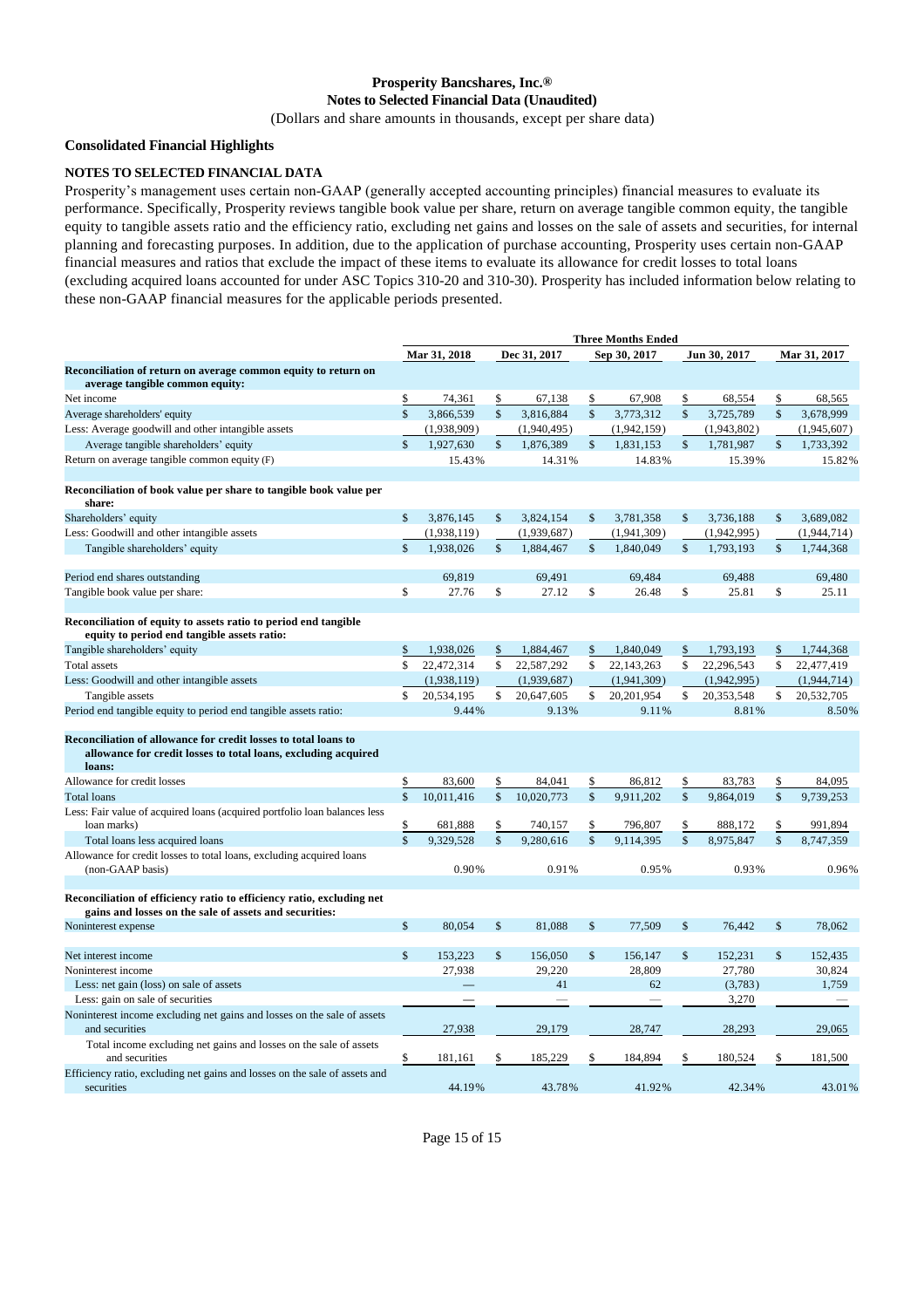**Prosperity Bancshares, Inc.®**
**Notes to Selected Financial Data (Unaudited)**
(Dollars and share amounts in thousands, except per share data)

### Consolidated Financial Highlights

#### NOTES TO SELECTED FINANCIAL DATA

Prosperity's management uses certain non-GAAP (generally accepted accounting principles) financial measures to evaluate its performance. Specifically, Prosperity reviews tangible book value per share, return on average tangible common equity, the tangible equity to tangible assets ratio and the efficiency ratio, excluding net gains and losses on the sale of assets and securities, for internal planning and forecasting purposes. In addition, due to the application of purchase accounting, Prosperity uses certain non-GAAP financial measures and ratios that exclude the impact of these items to evaluate its allowance for credit losses to total loans (excluding acquired loans accounted for under ASC Topics 310-20 and 310-30). Prosperity has included information below relating to these non-GAAP financial measures for the applicable periods presented.

| | Three Months Ended | | | | |
|---|---|---|---|---|---|
| | Mar 31, 2018 | Dec 31, 2017 | Sep 30, 2017 | Jun 30, 2017 | Mar 31, 2017 |
| **Reconciliation of return on average common equity to return on average tangible common equity:** | | | | | |
| Net income | $ 74,361 | $ 67,138 | $ 67,908 | $ 68,554 | $ 68,565 |
| Average shareholders' equity | $ 3,866,539 | $ 3,816,884 | $ 3,773,312 | $ 3,725,789 | $ 3,678,999 |
| Less: Average goodwill and other intangible assets | (1,938,909) | (1,940,495) | (1,942,159) | (1,943,802) | (1,945,607) |
| Average tangible shareholders' equity | $ 1,927,630 | $ 1,876,389 | $ 1,831,153 | $ 1,781,987 | $ 1,733,392 |
| Return on average tangible common equity (F) | 15.43% | 14.31% | 14.83% | 15.39% | 15.82% |
| | | | | | |
| **Reconciliation of book value per share to tangible book value per share:** | | | | | |
| Shareholders' equity | $ 3,876,145 | $ 3,824,154 | $ 3,781,358 | $ 3,736,188 | $ 3,689,082 |
| Less: Goodwill and other intangible assets | (1,938,119) | (1,939,687) | (1,941,309) | (1,942,995) | (1,944,714) |
| Tangible shareholders' equity | $ 1,938,026 | $ 1,884,467 | $ 1,840,049 | $ 1,793,193 | $ 1,744,368 |
| | | | | | |
| Period end shares outstanding | 69,819 | 69,491 | 69,484 | 69,488 | 69,480 |
| Tangible book value per share: | $ 27.76 | $ 27.12 | $ 26.48 | $ 25.81 | $ 25.11 |
| | | | | | |
| **Reconciliation of equity to assets ratio to period end tangible equity to period end tangible assets ratio:** | | | | | |
| Tangible shareholders' equity | $ 1,938,026 | $ 1,884,467 | $ 1,840,049 | $ 1,793,193 | $ 1,744,368 |
| Total assets | $ 22,472,314 | $ 22,587,292 | $ 22,143,263 | $ 22,296,543 | $ 22,477,419 |
| Less: Goodwill and other intangible assets | (1,938,119) | (1,939,687) | (1,941,309) | (1,942,995) | (1,944,714) |
| Tangible assets | $ 20,534,195 | $ 20,647,605 | $ 20,201,954 | $ 20,353,548 | $ 20,532,705 |
| Period end tangible equity to period end tangible assets ratio: | 9.44% | 9.13% | 9.11% | 8.81% | 8.50% |
| | | | | | |
| **Reconciliation of allowance for credit losses to total loans to allowance for credit losses to total loans, excluding acquired loans:** | | | | | |
| Allowance for credit losses | $ 83,600 | $ 84,041 | $ 86,812 | $ 83,783 | $ 84,095 |
| Total loans | $ 10,011,416 | $ 10,020,773 | $ 9,911,202 | $ 9,864,019 | $ 9,739,253 |
| Less: Fair value of acquired loans (acquired portfolio loan balances less loan marks) | $ 681,888 | $ 740,157 | $ 796,807 | $ 888,172 | $ 991,894 |
| Total loans less acquired loans | $ 9,329,528 | $ 9,280,616 | $ 9,114,395 | $ 8,975,847 | $ 8,747,359 |
| Allowance for credit losses to total loans, excluding acquired loans (non-GAAP basis) | 0.90% | 0.91% | 0.95% | 0.93% | 0.96% |
| | | | | | |
| **Reconciliation of efficiency ratio to efficiency ratio, excluding net gains and losses on the sale of assets and securities:** | | | | | |
| Noninterest expense | $ 80,054 | $ 81,088 | $ 77,509 | $ 76,442 | $ 78,062 |
| | | | | | |
| Net interest income | $ 153,223 | $ 156,050 | $ 156,147 | $ 152,231 | $ 152,435 |
| Noninterest income | 27,938 | 29,220 | 28,809 | 27,780 | 30,824 |
| Less: net gain (loss) on sale of assets | — | 41 | 62 | (3,783) | 1,759 |
| Less: gain on sale of securities | — | — | — | 3,270 | — |
| Noninterest income excluding net gains and losses on the sale of assets and securities | 27,938 | 29,179 | 28,747 | 28,293 | 29,065 |
| Total income excluding net gains and losses on the sale of assets and securities | $ 181,161 | $ 185,229 | $ 184,894 | $ 180,524 | $ 181,500 |
| Efficiency ratio, excluding net gains and losses on the sale of assets and securities | 44.19% | 43.78% | 41.92% | 42.34% | 43.01% |